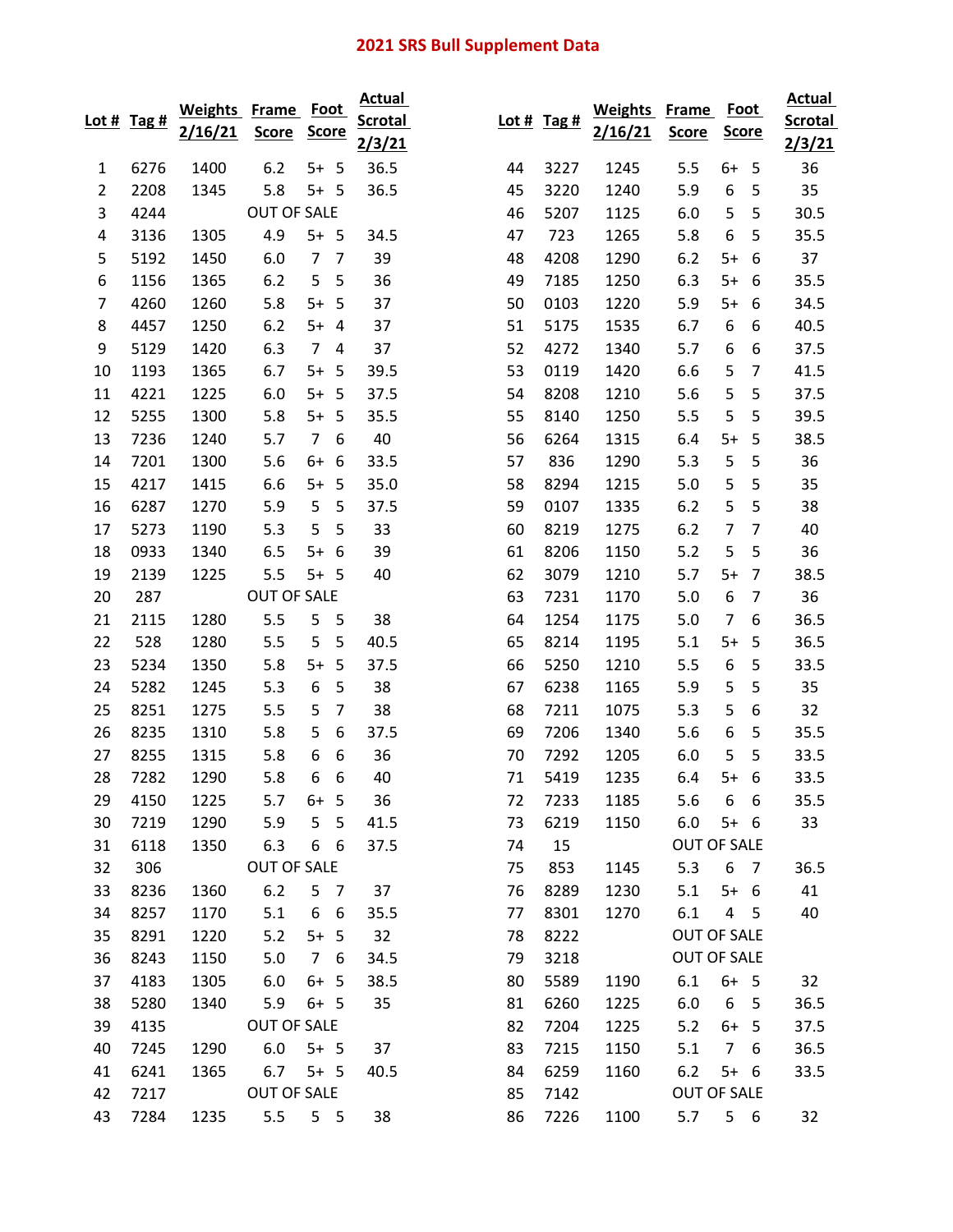# 2021 SRS Bull Supplement Data

| Lot # | Tag # | Weights 2/16/21 | Frame Score | Foot Score | | Actual Scrotal 2/3/21 |
|---|---|---|---|---|---|---|
| 1 | 6276 | 1400 | 6.2 | 5+ | 5 | 36.5 |
| 2 | 2208 | 1345 | 5.8 | 5+ | 5 | 36.5 |
| 3 | 4244 | | OUT OF SALE | | | |
| 4 | 3136 | 1305 | 4.9 | 5+ | 5 | 34.5 |
| 5 | 5192 | 1450 | 6.0 | 7 | 7 | 39 |
| 6 | 1156 | 1365 | 6.2 | 5 | 5 | 36 |
| 7 | 4260 | 1260 | 5.8 | 5+ | 5 | 37 |
| 8 | 4457 | 1250 | 6.2 | 5+ | 4 | 37 |
| 9 | 5129 | 1420 | 6.3 | 7 | 4 | 37 |
| 10 | 1193 | 1365 | 6.7 | 5+ | 5 | 39.5 |
| 11 | 4221 | 1225 | 6.0 | 5+ | 5 | 37.5 |
| 12 | 5255 | 1300 | 5.8 | 5+ | 5 | 35.5 |
| 13 | 7236 | 1240 | 5.7 | 7 | 6 | 40 |
| 14 | 7201 | 1300 | 5.6 | 6+ | 6 | 33.5 |
| 15 | 4217 | 1415 | 6.6 | 5+ | 5 | 35.0 |
| 16 | 6287 | 1270 | 5.9 | 5 | 5 | 37.5 |
| 17 | 5273 | 1190 | 5.3 | 5 | 5 | 33 |
| 18 | 0933 | 1340 | 6.5 | 5+ | 6 | 39 |
| 19 | 2139 | 1225 | 5.5 | 5+ | 5 | 40 |
| 20 | 287 | | OUT OF SALE | | | |
| 21 | 2115 | 1280 | 5.5 | 5 | 5 | 38 |
| 22 | 528 | 1280 | 5.5 | 5 | 5 | 40.5 |
| 23 | 5234 | 1350 | 5.8 | 5+ | 5 | 37.5 |
| 24 | 5282 | 1245 | 5.3 | 6 | 5 | 38 |
| 25 | 8251 | 1275 | 5.5 | 5 | 7 | 38 |
| 26 | 8235 | 1310 | 5.8 | 5 | 6 | 37.5 |
| 27 | 8255 | 1315 | 5.8 | 6 | 6 | 36 |
| 28 | 7282 | 1290 | 5.8 | 6 | 6 | 40 |
| 29 | 4150 | 1225 | 5.7 | 6+ | 5 | 36 |
| 30 | 7219 | 1290 | 5.9 | 5 | 5 | 41.5 |
| 31 | 6118 | 1350 | 6.3 | 6 | 6 | 37.5 |
| 32 | 306 | | OUT OF SALE | | | |
| 33 | 8236 | 1360 | 6.2 | 5 | 7 | 37 |
| 34 | 8257 | 1170 | 5.1 | 6 | 6 | 35.5 |
| 35 | 8291 | 1220 | 5.2 | 5+ | 5 | 32 |
| 36 | 8243 | 1150 | 5.0 | 7 | 6 | 34.5 |
| 37 | 4183 | 1305 | 6.0 | 6+ | 5 | 38.5 |
| 38 | 5280 | 1340 | 5.9 | 6+ | 5 | 35 |
| 39 | 4135 | | OUT OF SALE | | | |
| 40 | 7245 | 1290 | 6.0 | 5+ | 5 | 37 |
| 41 | 6241 | 1365 | 6.7 | 5+ | 5 | 40.5 |
| 42 | 7217 | | OUT OF SALE | | | |
| 43 | 7284 | 1235 | 5.5 | 5 | 5 | 38 |
| 44 | 3227 | 1245 | 5.5 | 6+ | 5 | 36 |
| 45 | 3220 | 1240 | 5.9 | 6 | 5 | 35 |
| 46 | 5207 | 1125 | 6.0 | 5 | 5 | 30.5 |
| 47 | 723 | 1265 | 5.8 | 6 | 5 | 35.5 |
| 48 | 4208 | 1290 | 6.2 | 5+ | 6 | 37 |
| 49 | 7185 | 1250 | 6.3 | 5+ | 6 | 35.5 |
| 50 | 0103 | 1220 | 5.9 | 5+ | 6 | 34.5 |
| 51 | 5175 | 1535 | 6.7 | 6 | 6 | 40.5 |
| 52 | 4272 | 1340 | 5.7 | 6 | 6 | 37.5 |
| 53 | 0119 | 1420 | 6.6 | 5 | 7 | 41.5 |
| 54 | 8208 | 1210 | 5.6 | 5 | 5 | 37.5 |
| 55 | 8140 | 1250 | 5.5 | 5 | 5 | 39.5 |
| 56 | 6264 | 1315 | 6.4 | 5+ | 5 | 38.5 |
| 57 | 836 | 1290 | 5.3 | 5 | 5 | 36 |
| 58 | 8294 | 1215 | 5.0 | 5 | 5 | 35 |
| 59 | 0107 | 1335 | 6.2 | 5 | 5 | 38 |
| 60 | 8219 | 1275 | 6.2 | 7 | 7 | 40 |
| 61 | 8206 | 1150 | 5.2 | 5 | 5 | 36 |
| 62 | 3079 | 1210 | 5.7 | 5+ | 7 | 38.5 |
| 63 | 7231 | 1170 | 5.0 | 6 | 7 | 36 |
| 64 | 1254 | 1175 | 5.0 | 7 | 6 | 36.5 |
| 65 | 8214 | 1195 | 5.1 | 5+ | 5 | 36.5 |
| 66 | 5250 | 1210 | 5.5 | 6 | 5 | 33.5 |
| 67 | 6238 | 1165 | 5.9 | 5 | 5 | 35 |
| 68 | 7211 | 1075 | 5.3 | 5 | 6 | 32 |
| 69 | 7206 | 1340 | 5.6 | 6 | 5 | 35.5 |
| 70 | 7292 | 1205 | 6.0 | 5 | 5 | 33.5 |
| 71 | 5419 | 1235 | 6.4 | 5+ | 6 | 33.5 |
| 72 | 7233 | 1185 | 5.6 | 6 | 6 | 35.5 |
| 73 | 6219 | 1150 | 6.0 | 5+ | 6 | 33 |
| 74 | 15 | | OUT OF SALE | | | |
| 75 | 853 | 1145 | 5.3 | 6 | 7 | 36.5 |
| 76 | 8289 | 1230 | 5.1 | 5+ | 6 | 41 |
| 77 | 8301 | 1270 | 6.1 | 4 | 5 | 40 |
| 78 | 8222 | | OUT OF SALE | | | |
| 79 | 3218 | | OUT OF SALE | | | |
| 80 | 5589 | 1190 | 6.1 | 6+ | 5 | 32 |
| 81 | 6260 | 1225 | 6.0 | 6 | 5 | 36.5 |
| 82 | 7204 | 1225 | 5.2 | 6+ | 5 | 37.5 |
| 83 | 7215 | 1150 | 5.1 | 7 | 6 | 36.5 |
| 84 | 6259 | 1160 | 6.2 | 5+ | 6 | 33.5 |
| 85 | 7142 | | OUT OF SALE | | | |
| 86 | 7226 | 1100 | 5.7 | 5 | 6 | 32 |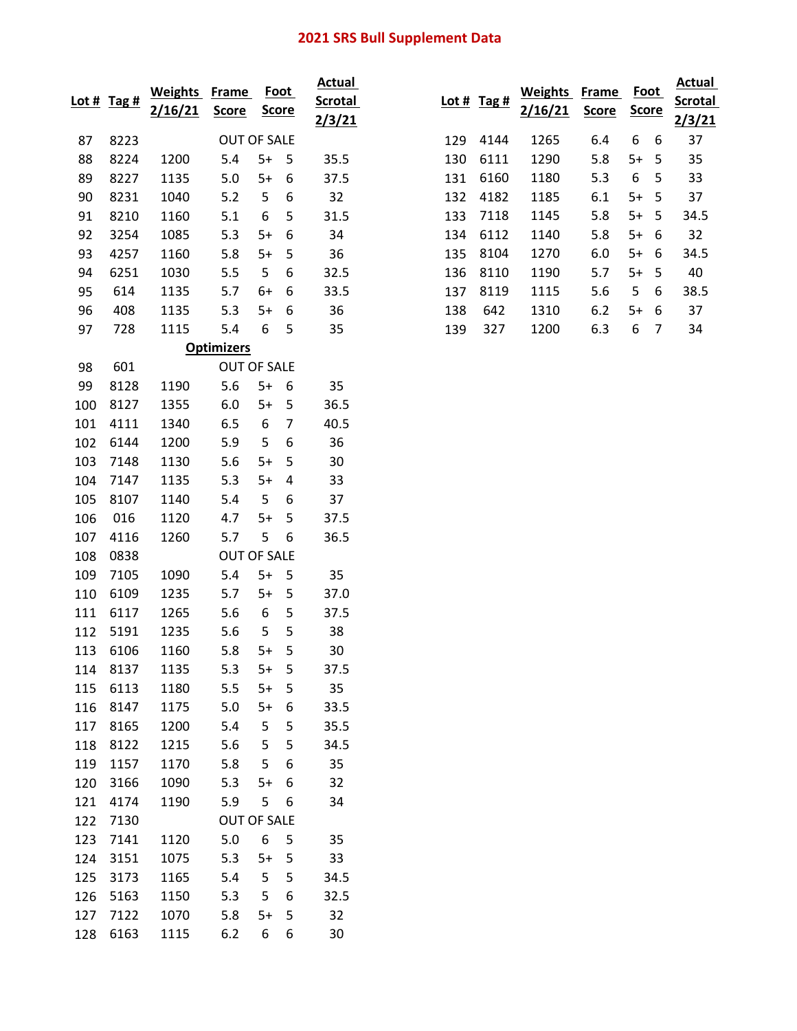# 2021 SRS Bull Supplement Data

| Lot # | Tag # | Weights 2/16/21 | Frame Score | Foot Score | | Actual Scrotal 2/3/21 |
|---|---|---|---|---|---|---|
| 87 | 8223 | | OUT OF SALE | | | |
| 88 | 8224 | 1200 | 5.4 | 5+ | 5 | 35.5 |
| 89 | 8227 | 1135 | 5.0 | 5+ | 6 | 37.5 |
| 90 | 8231 | 1040 | 5.2 | 5 | 6 | 32 |
| 91 | 8210 | 1160 | 5.1 | 6 | 5 | 31.5 |
| 92 | 3254 | 1085 | 5.3 | 5+ | 6 | 34 |
| 93 | 4257 | 1160 | 5.8 | 5+ | 5 | 36 |
| 94 | 6251 | 1030 | 5.5 | 5 | 6 | 32.5 |
| 95 | 614 | 1135 | 5.7 | 6+ | 6 | 33.5 |
| 96 | 408 | 1135 | 5.3 | 5+ | 6 | 36 |
| 97 | 728 | 1115 | 5.4 | 6 | 5 | 35 |
| | | | **Optimizers** | | | |
| 98 | 601 | | OUT OF SALE | | | |
| 99 | 8128 | 1190 | 5.6 | 5+ | 6 | 35 |
| 100 | 8127 | 1355 | 6.0 | 5+ | 5 | 36.5 |
| 101 | 4111 | 1340 | 6.5 | 6 | 7 | 40.5 |
| 102 | 6144 | 1200 | 5.9 | 5 | 6 | 36 |
| 103 | 7148 | 1130 | 5.6 | 5+ | 5 | 30 |
| 104 | 7147 | 1135 | 5.3 | 5+ | 4 | 33 |
| 105 | 8107 | 1140 | 5.4 | 5 | 6 | 37 |
| 106 | 016 | 1120 | 4.7 | 5+ | 5 | 37.5 |
| 107 | 4116 | 1260 | 5.7 | 5 | 6 | 36.5 |
| 108 | 0838 | | OUT OF SALE | | | |
| 109 | 7105 | 1090 | 5.4 | 5+ | 5 | 35 |
| 110 | 6109 | 1235 | 5.7 | 5+ | 5 | 37.0 |
| 111 | 6117 | 1265 | 5.6 | 6 | 5 | 37.5 |
| 112 | 5191 | 1235 | 5.6 | 5 | 5 | 38 |
| 113 | 6106 | 1160 | 5.8 | 5+ | 5 | 30 |
| 114 | 8137 | 1135 | 5.3 | 5+ | 5 | 37.5 |
| 115 | 6113 | 1180 | 5.5 | 5+ | 5 | 35 |
| 116 | 8147 | 1175 | 5.0 | 5+ | 6 | 33.5 |
| 117 | 8165 | 1200 | 5.4 | 5 | 5 | 35.5 |
| 118 | 8122 | 1215 | 5.6 | 5 | 5 | 34.5 |
| 119 | 1157 | 1170 | 5.8 | 5 | 6 | 35 |
| 120 | 3166 | 1090 | 5.3 | 5+ | 6 | 32 |
| 121 | 4174 | 1190 | 5.9 | 5 | 6 | 34 |
| 122 | 7130 | | OUT OF SALE | | | |
| 123 | 7141 | 1120 | 5.0 | 6 | 5 | 35 |
| 124 | 3151 | 1075 | 5.3 | 5+ | 5 | 33 |
| 125 | 3173 | 1165 | 5.4 | 5 | 5 | 34.5 |
| 126 | 5163 | 1150 | 5.3 | 5 | 6 | 32.5 |
| 127 | 7122 | 1070 | 5.8 | 5+ | 5 | 32 |
| 128 | 6163 | 1115 | 6.2 | 6 | 6 | 30 |
| 129 | 4144 | 1265 | 6.4 | 6 | 6 | 37 |
| 130 | 6111 | 1290 | 5.8 | 5+ | 5 | 35 |
| 131 | 6160 | 1180 | 5.3 | 6 | 5 | 33 |
| 132 | 4182 | 1185 | 6.1 | 5+ | 5 | 37 |
| 133 | 7118 | 1145 | 5.8 | 5+ | 5 | 34.5 |
| 134 | 6112 | 1140 | 5.8 | 5+ | 6 | 32 |
| 135 | 8104 | 1270 | 6.0 | 5+ | 6 | 34.5 |
| 136 | 8110 | 1190 | 5.7 | 5+ | 5 | 40 |
| 137 | 8119 | 1115 | 5.6 | 5 | 6 | 38.5 |
| 138 | 642 | 1310 | 6.2 | 5+ | 6 | 37 |
| 139 | 327 | 1200 | 6.3 | 6 | 7 | 34 |